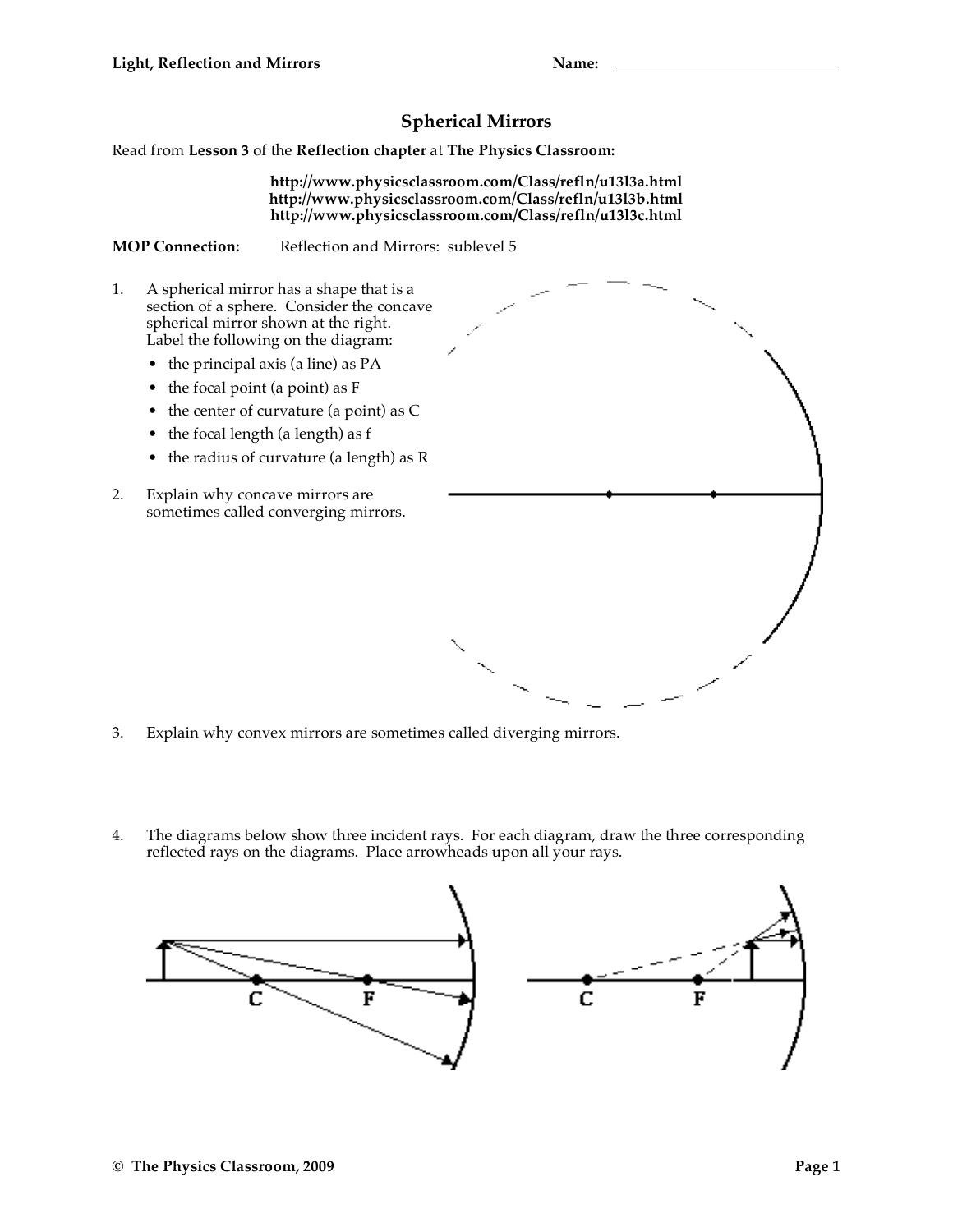**Light, Reflection and Mirrors** **Name:** ____________________

# Spherical Mirrors

Read from **Lesson 3** of the **Reflection chapter** at **The Physics Classroom:**

**http://www.physicsclassroom.com/Class/refln/u13l3a.html**
**http://www.physicsclassroom.com/Class/refln/u13l3b.html**
**http://www.physicsclassroom.com/Class/refln/u13l3c.html**

**MOP Connection:** Reflection and Mirrors: sublevel 5

1. A spherical mirror has a shape that is a section of a sphere. Consider the concave spherical mirror shown at the right. Label the following on the diagram:
   - the principal axis (a line) as PA
   - the focal point (a point) as F
   - the center of curvature (a point) as C
   - the focal length (a length) as f
   - the radius of curvature (a length) as R

2. Explain why concave mirrors are sometimes called converging mirrors.

3. Explain why convex mirrors are sometimes called diverging mirrors.

4. The diagrams below show three incident rays. For each diagram, draw the three corresponding reflected rays on the diagrams. Place arrowheads upon all your rays.

C F

C F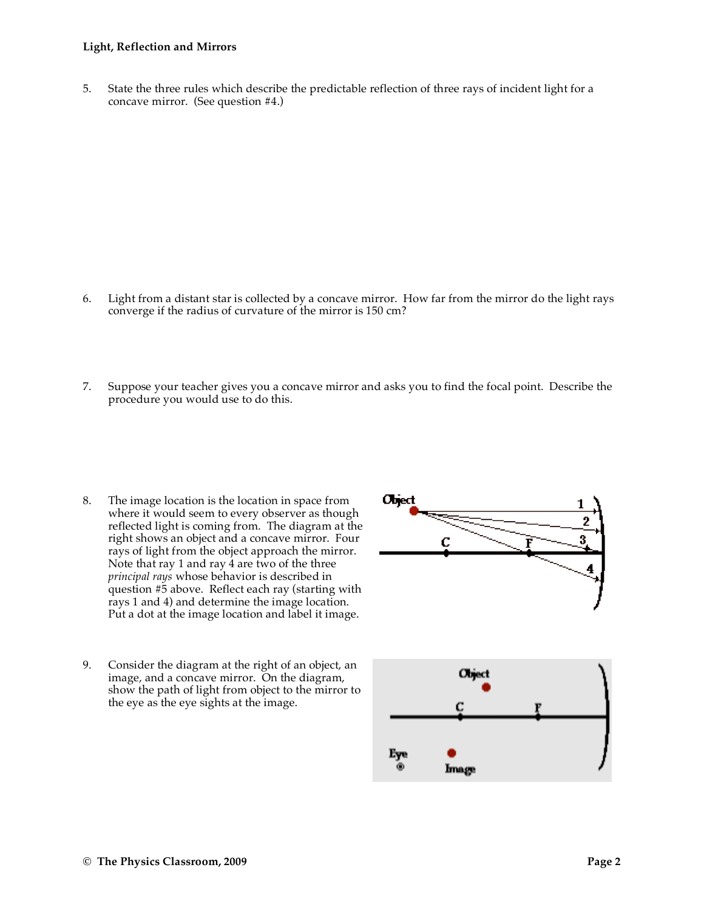**Light, Reflection and Mirrors**

5. State the three rules which describe the predictable reflection of three rays of incident light for a concave mirror. (See question #4.)

6. Light from a distant star is collected by a concave mirror. How far from the mirror do the light rays converge if the radius of curvature of the mirror is 150 cm?

7. Suppose your teacher gives you a concave mirror and asks you to find the focal point. Describe the procedure you would use to do this.

8. The image location is the location in space from where it would seem to every observer as though reflected light is coming from. The diagram at the right shows an object and a concave mirror. Four rays of light from the object approach the mirror. Note that ray 1 and ray 4 are two of the three *principal rays* whose behavior is described in question #5 above. Reflect each ray (starting with rays 1 and 4) and determine the image location. Put a dot at the image location and label it image.

Object
1
2
3
4
C
F

9. Consider the diagram at the right of an object, an image, and a concave mirror. On the diagram, show the path of light from object to the mirror to the eye as the eye sights at the image.

Object
C
F
Eye
Image